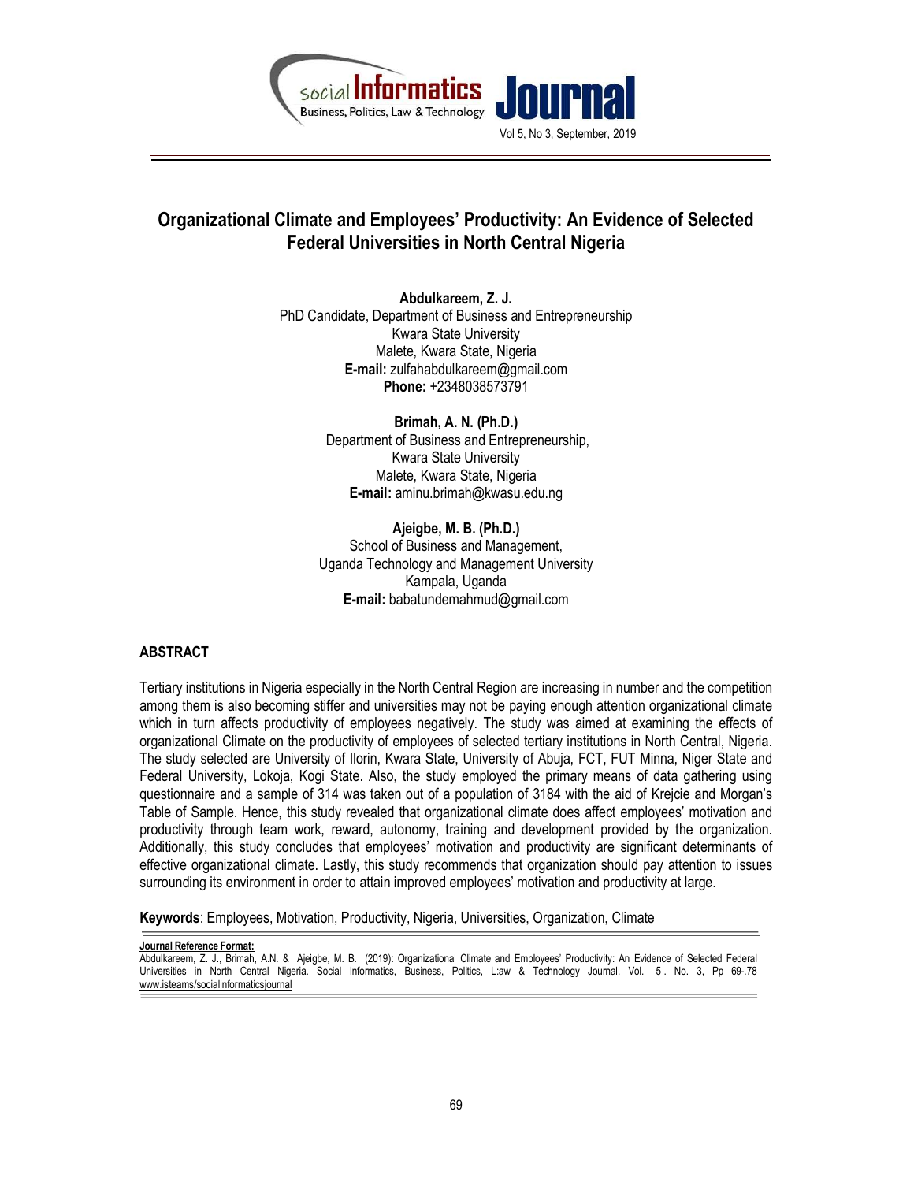# Organizational Climate and Employees' Productivity: An Evidence of Selected Federal Universities in North Central Nigeria

**Abdulkareem, Z. J.**
PhD Candidate, Department of Business and Entrepreneurship
Kwara State University
Malete, Kwara State, Nigeria
**E-mail:** zulfahabdulkareem@gmail.com
**Phone:** +2348038573791

**Brimah, A. N. (Ph.D.)**
Department of Business and Entrepreneurship,
Kwara State University
Malete, Kwara State, Nigeria
**E-mail:** aminu.brimah@kwasu.edu.ng

**Ajeigbe, M. B. (Ph.D.)**
School of Business and Management,
Uganda Technology and Management University
Kampala, Uganda
**E-mail:** babatundemahmud@gmail.com

## ABSTRACT

Tertiary institutions in Nigeria especially in the North Central Region are increasing in number and the competition among them is also becoming stiffer and universities may not be paying enough attention organizational climate which in turn affects productivity of employees negatively. The study was aimed at examining the effects of organizational Climate on the productivity of employees of selected tertiary institutions in North Central, Nigeria. The study selected are University of Ilorin, Kwara State, University of Abuja, FCT, FUT Minna, Niger State and Federal University, Lokoja, Kogi State. Also, the study employed the primary means of data gathering using questionnaire and a sample of 314 was taken out of a population of 3184 with the aid of Krejcie and Morgan's Table of Sample. Hence, this study revealed that organizational climate does affect employees' motivation and productivity through team work, reward, autonomy, training and development provided by the organization. Additionally, this study concludes that employees' motivation and productivity are significant determinants of effective organizational climate. Lastly, this study recommends that organization should pay attention to issues surrounding its environment in order to attain improved employees' motivation and productivity at large.

**Keywords**: Employees, Motivation, Productivity, Nigeria, Universities, Organization, Climate

**Journal Reference Format:**
Abdulkareem, Z. J., Brimah, A.N. & Ajeigbe, M. B. (2019): Organizational Climate and Employees' Productivity: An Evidence of Selected Federal Universities in North Central Nigeria. Social Informatics, Business, Politics, L:aw & Technology Journal. Vol. 5 . No. 3, Pp 69-.78
www.isteams/socialinformaticsjournal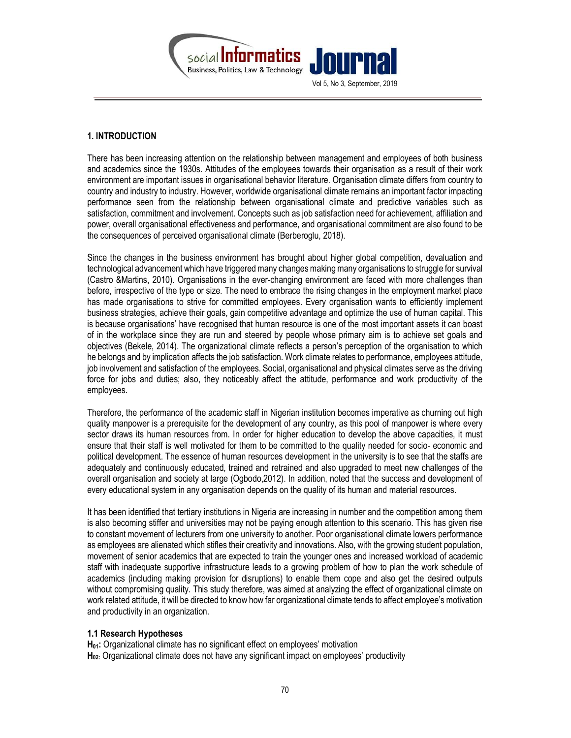## 1. INTRODUCTION

There has been increasing attention on the relationship between management and employees of both business and academics since the 1930s. Attitudes of the employees towards their organisation as a result of their work environment are important issues in organisational behavior literature. Organisation climate differs from country to country and industry to industry. However, worldwide organisational climate remains an important factor impacting performance seen from the relationship between organisational climate and predictive variables such as satisfaction, commitment and involvement. Concepts such as job satisfaction need for achievement, affiliation and power, overall organisational effectiveness and performance, and organisational commitment are also found to be the consequences of perceived organisational climate (Berberoglu, 2018).

Since the changes in the business environment has brought about higher global competition, devaluation and technological advancement which have triggered many changes making many organisations to struggle for survival (Castro &Martins, 2010). Organisations in the ever-changing environment are faced with more challenges than before, irrespective of the type or size. The need to embrace the rising changes in the employment market place has made organisations to strive for committed employees. Every organisation wants to efficiently implement business strategies, achieve their goals, gain competitive advantage and optimize the use of human capital. This is because organisations' have recognised that human resource is one of the most important assets it can boast of in the workplace since they are run and steered by people whose primary aim is to achieve set goals and objectives (Bekele, 2014). The organizational climate reflects a person's perception of the organisation to which he belongs and by implication affects the job satisfaction. Work climate relates to performance, employees attitude, job involvement and satisfaction of the employees. Social, organisational and physical climates serve as the driving force for jobs and duties; also, they noticeably affect the attitude, performance and work productivity of the employees.

Therefore, the performance of the academic staff in Nigerian institution becomes imperative as churning out high quality manpower is a prerequisite for the development of any country, as this pool of manpower is where every sector draws its human resources from. In order for higher education to develop the above capacities, it must ensure that their staff is well motivated for them to be committed to the quality needed for socio- economic and political development. The essence of human resources development in the university is to see that the staffs are adequately and continuously educated, trained and retrained and also upgraded to meet new challenges of the overall organisation and society at large (Ogbodo,2012). In addition, noted that the success and development of every educational system in any organisation depends on the quality of its human and material resources.

It has been identified that tertiary institutions in Nigeria are increasing in number and the competition among them is also becoming stiffer and universities may not be paying enough attention to this scenario. This has given rise to constant movement of lecturers from one university to another. Poor organisational climate lowers performance as employees are alienated which stifles their creativity and innovations. Also, with the growing student population, movement of senior academics that are expected to train the younger ones and increased workload of academic staff with inadequate supportive infrastructure leads to a growing problem of how to plan the work schedule of academics (including making provision for disruptions) to enable them cope and also get the desired outputs without compromising quality. This study therefore, was aimed at analyzing the effect of organizational climate on work related attitude, it will be directed to know how far organizational climate tends to affect employee's motivation and productivity in an organization.

### 1.1 Research Hypotheses

**$H_{01}$:** Organizational climate has no significant effect on employees' motivation

**$H_{02}$:** Organizational climate does not have any significant impact on employees' productivity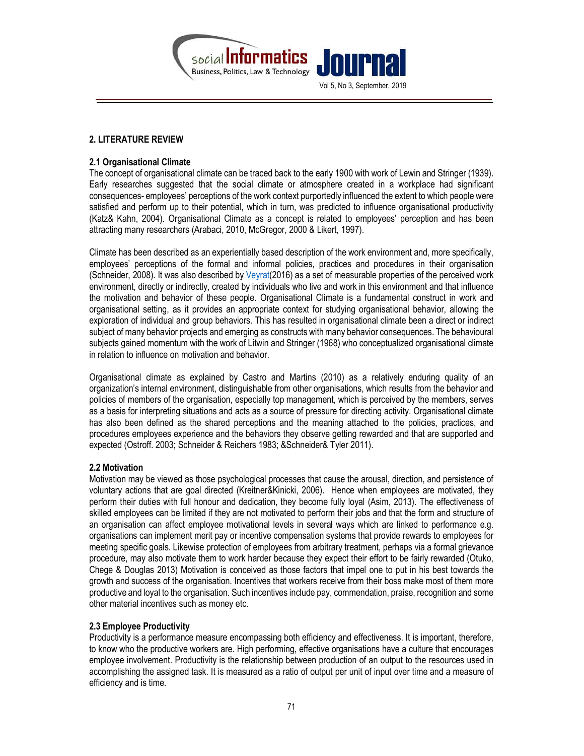## 2. LITERATURE REVIEW

### 2.1 Organisational Climate

The concept of organisational climate can be traced back to the early 1900 with work of Lewin and Stringer (1939). Early researches suggested that the social climate or atmosphere created in a workplace had significant consequences- employees' perceptions of the work context purportedly influenced the extent to which people were satisfied and perform up to their potential, which in turn, was predicted to influence organisational productivity (Katz& Kahn, 2004). Organisational Climate as a concept is related to employees' perception and has been attracting many researchers (Arabaci, 2010, McGregor, 2000 & Likert, 1997).

Climate has been described as an experientially based description of the work environment and, more specifically, employees' perceptions of the formal and informal policies, practices and procedures in their organisation (Schneider, 2008). It was also described by Veyrat(2016) as a set of measurable properties of the perceived work environment, directly or indirectly, created by individuals who live and work in this environment and that influence the motivation and behavior of these people. Organisational Climate is a fundamental construct in work and organisational setting, as it provides an appropriate context for studying organisational behavior, allowing the exploration of individual and group behaviors. This has resulted in organisational climate been a direct or indirect subject of many behavior projects and emerging as constructs with many behavior consequences. The behavioural subjects gained momentum with the work of Litwin and Stringer (1968) who conceptualized organisational climate in relation to influence on motivation and behavior.

Organisational climate as explained by Castro and Martins (2010) as a relatively enduring quality of an organization's internal environment, distinguishable from other organisations, which results from the behavior and policies of members of the organisation, especially top management, which is perceived by the members, serves as a basis for interpreting situations and acts as a source of pressure for directing activity. Organisational climate has also been defined as the shared perceptions and the meaning attached to the policies, practices, and procedures employees experience and the behaviors they observe getting rewarded and that are supported and expected (Ostroff. 2003; Schneider & Reichers 1983; &Schneider& Tyler 2011).

### 2.2 Motivation

Motivation may be viewed as those psychological processes that cause the arousal, direction, and persistence of voluntary actions that are goal directed (Kreitner&Kinicki, 2006). Hence when employees are motivated, they perform their duties with full honour and dedication, they become fully loyal (Asim, 2013). The effectiveness of skilled employees can be limited if they are not motivated to perform their jobs and that the form and structure of an organisation can affect employee motivational levels in several ways which are linked to performance e.g. organisations can implement merit pay or incentive compensation systems that provide rewards to employees for meeting specific goals. Likewise protection of employees from arbitrary treatment, perhaps via a formal grievance procedure, may also motivate them to work harder because they expect their effort to be fairly rewarded (Otuko, Chege & Douglas 2013) Motivation is conceived as those factors that impel one to put in his best towards the growth and success of the organisation. Incentives that workers receive from their boss make most of them more productive and loyal to the organisation. Such incentives include pay, commendation, praise, recognition and some other material incentives such as money etc.

### 2.3 Employee Productivity

Productivity is a performance measure encompassing both efficiency and effectiveness. It is important, therefore, to know who the productive workers are. High performing, effective organisations have a culture that encourages employee involvement. Productivity is the relationship between production of an output to the resources used in accomplishing the assigned task. It is measured as a ratio of output per unit of input over time and a measure of efficiency and is time.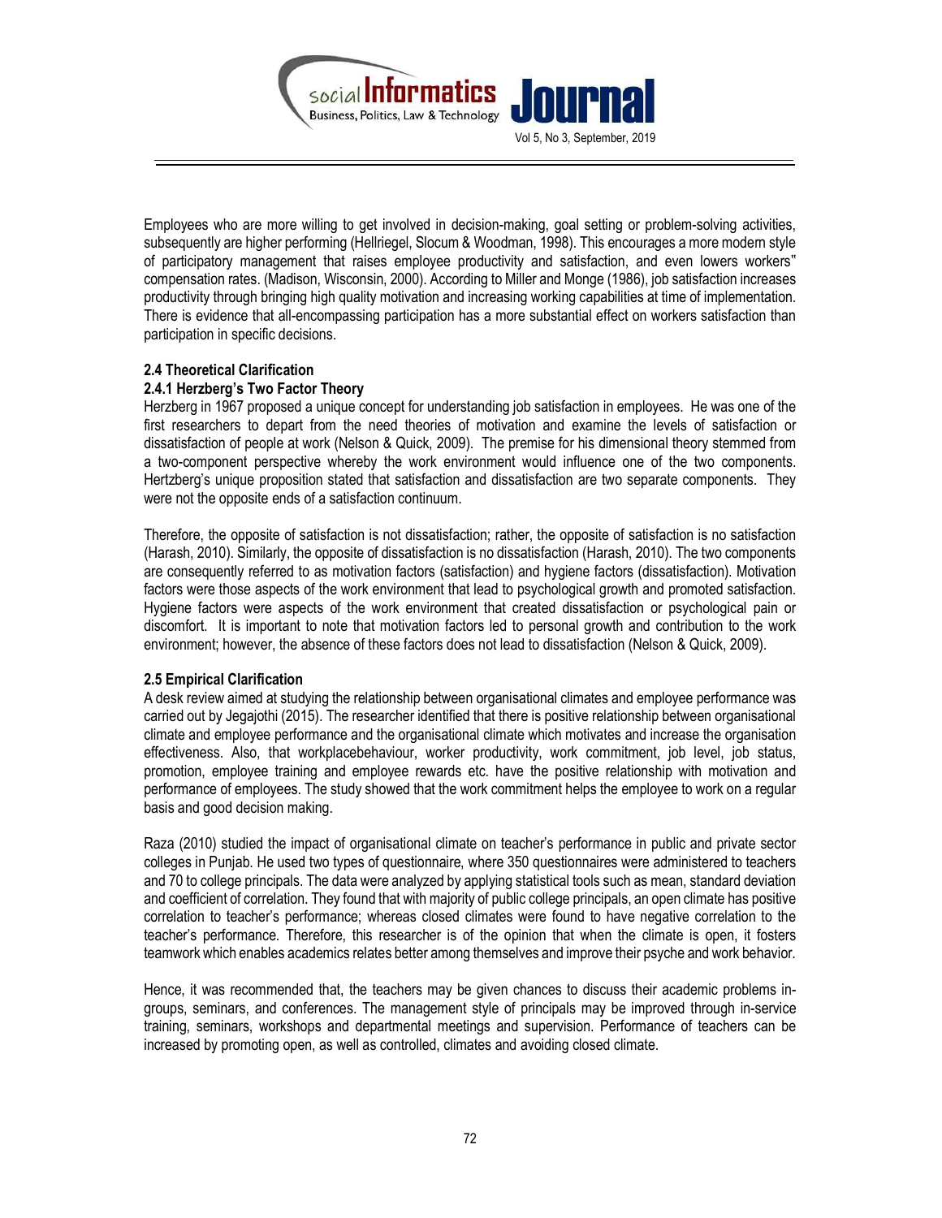Employees who are more willing to get involved in decision-making, goal setting or problem-solving activities, subsequently are higher performing (Hellriegel, Slocum & Woodman, 1998). This encourages a more modern style of participatory management that raises employee productivity and satisfaction, and even lowers workers" compensation rates. (Madison, Wisconsin, 2000). According to Miller and Monge (1986), job satisfaction increases productivity through bringing high quality motivation and increasing working capabilities at time of implementation. There is evidence that all-encompassing participation has a more substantial effect on workers satisfaction than participation in specific decisions.

### 2.4 Theoretical Clarification

#### 2.4.1 Herzberg's Two Factor Theory

Herzberg in 1967 proposed a unique concept for understanding job satisfaction in employees. He was one of the first researchers to depart from the need theories of motivation and examine the levels of satisfaction or dissatisfaction of people at work (Nelson & Quick, 2009). The premise for his dimensional theory stemmed from a two-component perspective whereby the work environment would influence one of the two components. Hertzberg's unique proposition stated that satisfaction and dissatisfaction are two separate components. They were not the opposite ends of a satisfaction continuum.

Therefore, the opposite of satisfaction is not dissatisfaction; rather, the opposite of satisfaction is no satisfaction (Harash, 2010). Similarly, the opposite of dissatisfaction is no dissatisfaction (Harash, 2010). The two components are consequently referred to as motivation factors (satisfaction) and hygiene factors (dissatisfaction). Motivation factors were those aspects of the work environment that lead to psychological growth and promoted satisfaction. Hygiene factors were aspects of the work environment that created dissatisfaction or psychological pain or discomfort. It is important to note that motivation factors led to personal growth and contribution to the work environment; however, the absence of these factors does not lead to dissatisfaction (Nelson & Quick, 2009).

### 2.5 Empirical Clarification

A desk review aimed at studying the relationship between organisational climates and employee performance was carried out by Jegajothi (2015). The researcher identified that there is positive relationship between organisational climate and employee performance and the organisational climate which motivates and increase the organisation effectiveness. Also, that workplacebehaviour, worker productivity, work commitment, job level, job status, promotion, employee training and employee rewards etc. have the positive relationship with motivation and performance of employees. The study showed that the work commitment helps the employee to work on a regular basis and good decision making.

Raza (2010) studied the impact of organisational climate on teacher's performance in public and private sector colleges in Punjab. He used two types of questionnaire, where 350 questionnaires were administered to teachers and 70 to college principals. The data were analyzed by applying statistical tools such as mean, standard deviation and coefficient of correlation. They found that with majority of public college principals, an open climate has positive correlation to teacher's performance; whereas closed climates were found to have negative correlation to the teacher's performance. Therefore, this researcher is of the opinion that when the climate is open, it fosters teamwork which enables academics relates better among themselves and improve their psyche and work behavior.

Hence, it was recommended that, the teachers may be given chances to discuss their academic problems in-groups, seminars, and conferences. The management style of principals may be improved through in-service training, seminars, workshops and departmental meetings and supervision. Performance of teachers can be increased by promoting open, as well as controlled, climates and avoiding closed climate.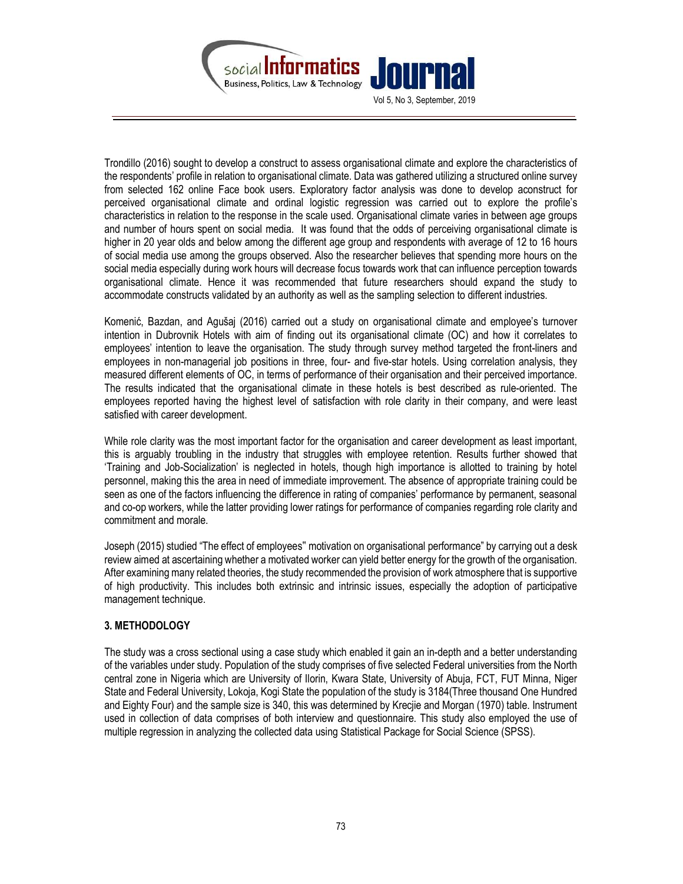Trondillo (2016) sought to develop a construct to assess organisational climate and explore the characteristics of the respondents' profile in relation to organisational climate. Data was gathered utilizing a structured online survey from selected 162 online Face book users. Exploratory factor analysis was done to develop aconstruct for perceived organisational climate and ordinal logistic regression was carried out to explore the profile's characteristics in relation to the response in the scale used. Organisational climate varies in between age groups and number of hours spent on social media. It was found that the odds of perceiving organisational climate is higher in 20 year olds and below among the different age group and respondents with average of 12 to 16 hours of social media use among the groups observed. Also the researcher believes that spending more hours on the social media especially during work hours will decrease focus towards work that can influence perception towards organisational climate. Hence it was recommended that future researchers should expand the study to accommodate constructs validated by an authority as well as the sampling selection to different industries.

Komenić, Bazdan, and Agušaj (2016) carried out a study on organisational climate and employee's turnover intention in Dubrovnik Hotels with aim of finding out its organisational climate (OC) and how it correlates to employees' intention to leave the organisation. The study through survey method targeted the front-liners and employees in non-managerial job positions in three, four- and five-star hotels. Using correlation analysis, they measured different elements of OC, in terms of performance of their organisation and their perceived importance. The results indicated that the organisational climate in these hotels is best described as rule-oriented. The employees reported having the highest level of satisfaction with role clarity in their company, and were least satisfied with career development.

While role clarity was the most important factor for the organisation and career development as least important, this is arguably troubling in the industry that struggles with employee retention. Results further showed that 'Training and Job-Socialization' is neglected in hotels, though high importance is allotted to training by hotel personnel, making this the area in need of immediate improvement. The absence of appropriate training could be seen as one of the factors influencing the difference in rating of companies' performance by permanent, seasonal and co-op workers, while the latter providing lower ratings for performance of companies regarding role clarity and commitment and morale.

Joseph (2015) studied "The effect of employees" motivation on organisational performance" by carrying out a desk review aimed at ascertaining whether a motivated worker can yield better energy for the growth of the organisation. After examining many related theories, the study recommended the provision of work atmosphere that is supportive of high productivity. This includes both extrinsic and intrinsic issues, especially the adoption of participative management technique.

## 3. METHODOLOGY

The study was a cross sectional using a case study which enabled it gain an in-depth and a better understanding of the variables under study. Population of the study comprises of five selected Federal universities from the North central zone in Nigeria which are University of Ilorin, Kwara State, University of Abuja, FCT, FUT Minna, Niger State and Federal University, Lokoja, Kogi State the population of the study is 3184(Three thousand One Hundred and Eighty Four) and the sample size is 340, this was determined by Krecjie and Morgan (1970) table. Instrument used in collection of data comprises of both interview and questionnaire. This study also employed the use of multiple regression in analyzing the collected data using Statistical Package for Social Science (SPSS).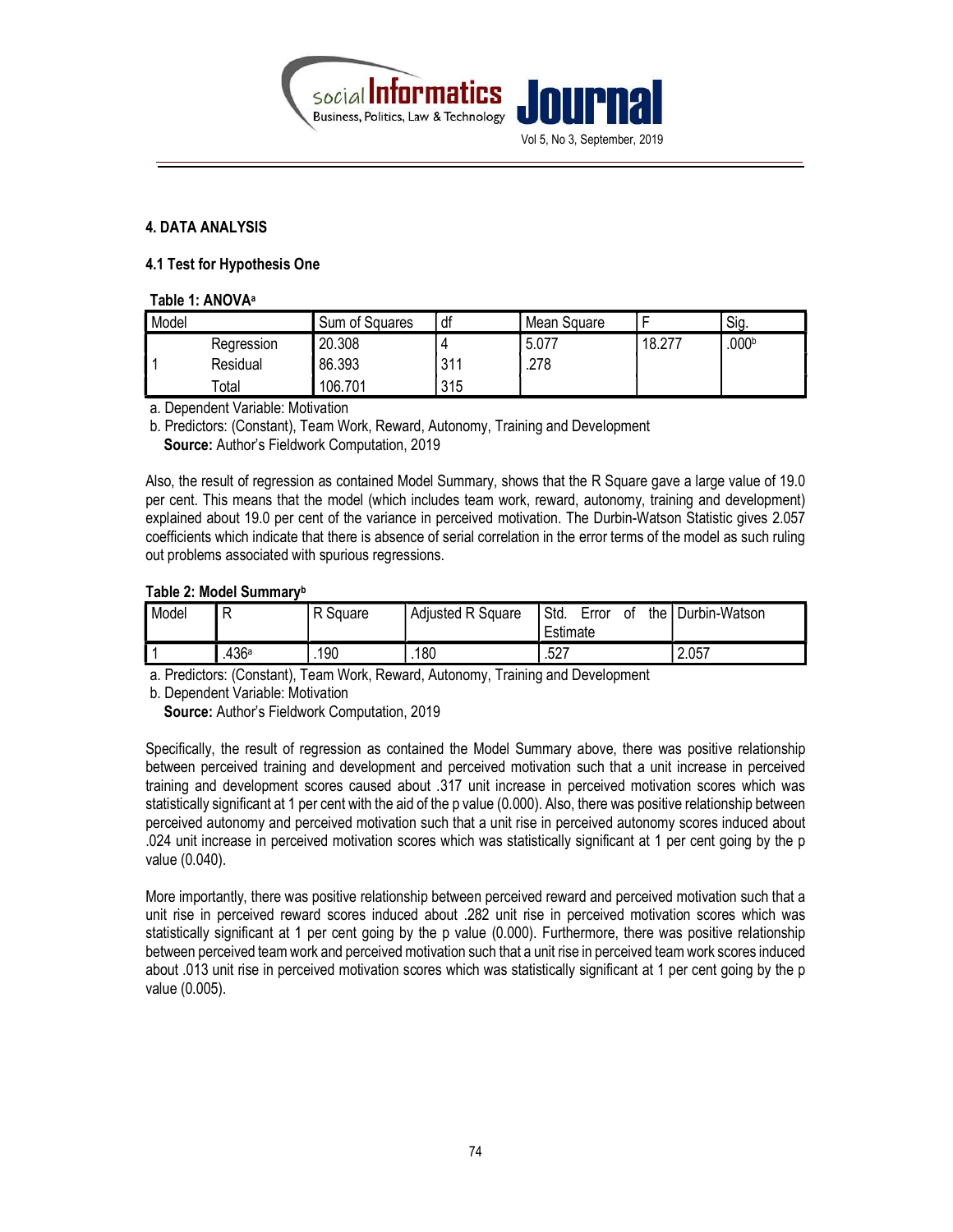## 4. DATA ANALYSIS

### 4.1 Test for Hypothesis One

**Table 1: ANOVA[a]**

| Model | | Sum of Squares | df | Mean Square | F | Sig. |
|---|---|---|---|---|---|---|
| 1 | Regression | 20.308 | 4 | 5.077 | 18.277 | .000[b] |
| | Residual | 86.393 | 311 | .278 | | |
| | Total | 106.701 | 315 | | | |

a. Dependent Variable: Motivation

b. Predictors: (Constant), Team Work, Reward, Autonomy, Training and Development

**Source:** Author's Fieldwork Computation, 2019

Also, the result of regression as contained Model Summary, shows that the R Square gave a large value of 19.0 per cent. This means that the model (which includes team work, reward, autonomy, training and development) explained about 19.0 per cent of the variance in perceived motivation. The Durbin-Watson Statistic gives 2.057 coefficients which indicate that there is absence of serial correlation in the error terms of the model as such ruling out problems associated with spurious regressions.

**Table 2: Model Summary[b]**

| Model | R | R Square | Adjusted R Square | Std. Error of the Estimate | Durbin-Watson |
|---|---|---|---|---|---|
| 1 | .436[a] | .190 | .180 | .527 | 2.057 |

a. Predictors: (Constant), Team Work, Reward, Autonomy, Training and Development

b. Dependent Variable: Motivation

**Source:** Author's Fieldwork Computation, 2019

Specifically, the result of regression as contained the Model Summary above, there was positive relationship between perceived training and development and perceived motivation such that a unit increase in perceived training and development scores caused about .317 unit increase in perceived motivation scores which was statistically significant at 1 per cent with the aid of the p value (0.000). Also, there was positive relationship between perceived autonomy and perceived motivation such that a unit rise in perceived autonomy scores induced about .024 unit increase in perceived motivation scores which was statistically significant at 1 per cent going by the p value (0.040).

More importantly, there was positive relationship between perceived reward and perceived motivation such that a unit rise in perceived reward scores induced about .282 unit rise in perceived motivation scores which was statistically significant at 1 per cent going by the p value (0.000). Furthermore, there was positive relationship between perceived team work and perceived motivation such that a unit rise in perceived team work scores induced about .013 unit rise in perceived motivation scores which was statistically significant at 1 per cent going by the p value (0.005).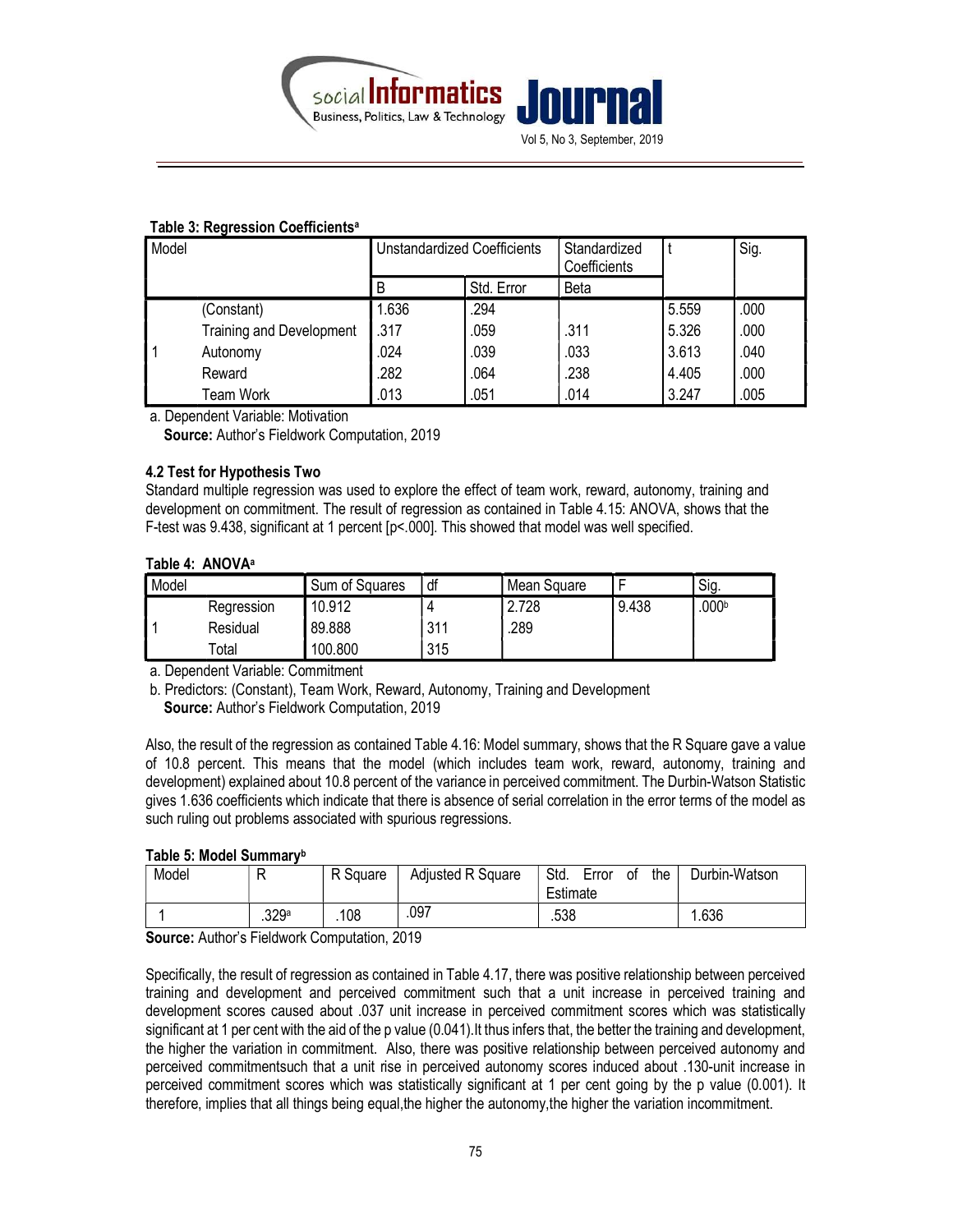**Table 3: Regression Coefficients[a]**

| Model | | Unstandardized Coefficients | | Standardized Coefficients | t | Sig. |
|---|---|---|---|---|---|---|
| | | B | Std. Error | Beta | | |
| 1 | (Constant) | 1.636 | .294 | | 5.559 | .000 |
| | Training and Development | .317 | .059 | .311 | 5.326 | .000 |
| | Autonomy | .024 | .039 | .033 | 3.613 | .040 |
| | Reward | .282 | .064 | .238 | 4.405 | .000 |
| | Team Work | .013 | .051 | .014 | 3.247 | .005 |

a. Dependent Variable: Motivation

**Source:** Author's Fieldwork Computation, 2019

### 4.2 Test for Hypothesis Two

Standard multiple regression was used to explore the effect of team work, reward, autonomy, training and development on commitment. The result of regression as contained in Table 4.15: ANOVA, shows that the F-test was 9.438, significant at 1 percent [p<.000]. This showed that model was well specified.

**Table 4: ANOVA[a]**

| Model | | Sum of Squares | df | Mean Square | F | Sig. |
|---|---|---|---|---|---|---|
| 1 | Regression | 10.912 | 4 | 2.728 | 9.438 | .000[b] |
| | Residual | 89.888 | 311 | .289 | | |
| | Total | 100.800 | 315 | | | |

a. Dependent Variable: Commitment

b. Predictors: (Constant), Team Work, Reward, Autonomy, Training and Development

**Source:** Author's Fieldwork Computation, 2019

Also, the result of the regression as contained Table 4.16: Model summary, shows that the R Square gave a value of 10.8 percent. This means that the model (which includes team work, reward, autonomy, training and development) explained about 10.8 percent of the variance in perceived commitment. The Durbin-Watson Statistic gives 1.636 coefficients which indicate that there is absence of serial correlation in the error terms of the model as such ruling out problems associated with spurious regressions.

**Table 5: Model Summary[b]**

| Model | R | R Square | Adjusted R Square | Std. Error of the Estimate | Durbin-Watson |
|---|---|---|---|---|---|
| 1 | .329[a] | .108 | .097 | .538 | 1.636 |

**Source:** Author's Fieldwork Computation, 2019

Specifically, the result of regression as contained in Table 4.17, there was positive relationship between perceived training and development and perceived commitment such that a unit increase in perceived training and development scores caused about .037 unit increase in perceived commitment scores which was statistically significant at 1 per cent with the aid of the p value (0.041).It thus infers that, the better the training and development, the higher the variation in commitment. Also, there was positive relationship between perceived autonomy and perceived commitmentsuch that a unit rise in perceived autonomy scores induced about .130-unit increase in perceived commitment scores which was statistically significant at 1 per cent going by the p value (0.001). It therefore, implies that all things being equal,the higher the autonomy,the higher the variation incommitment.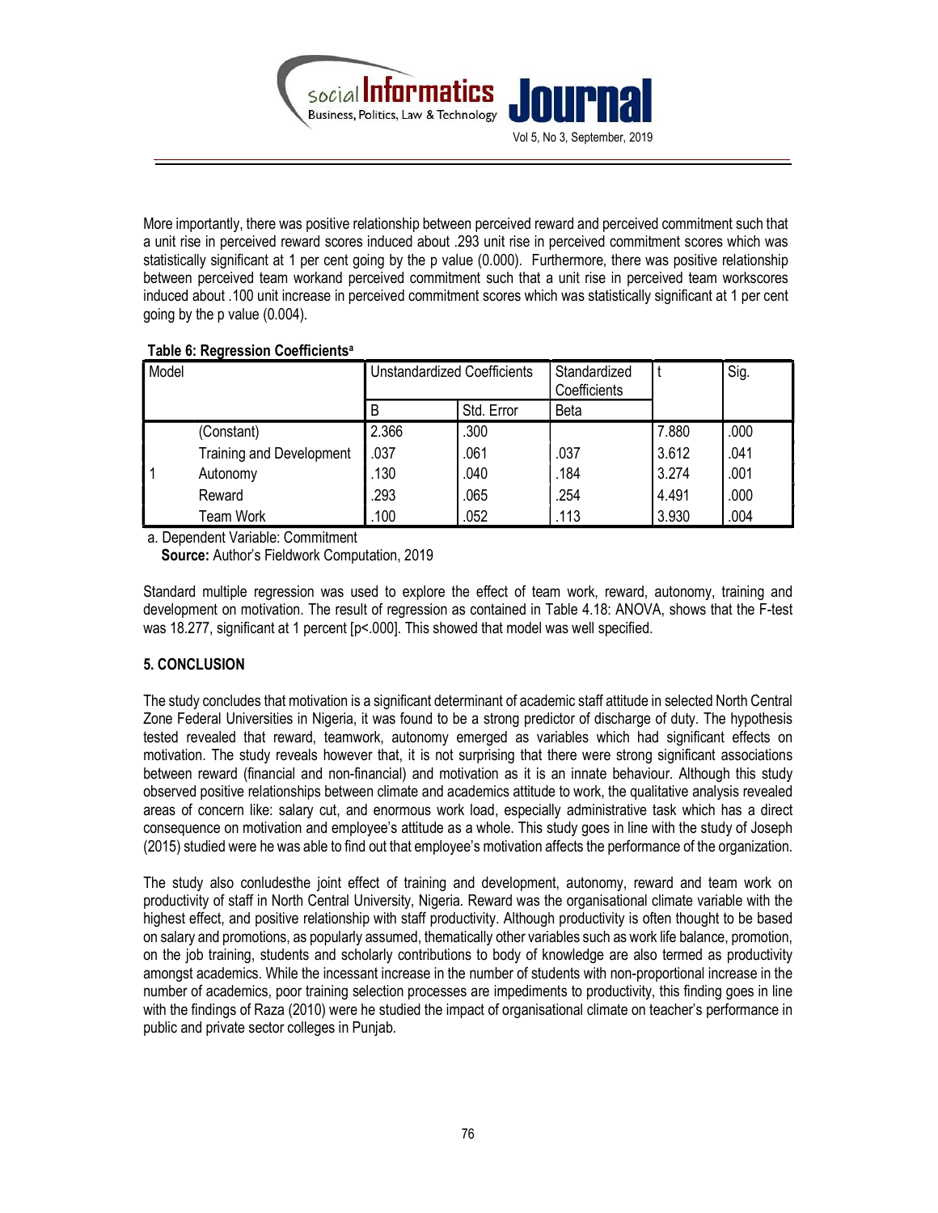More importantly, there was positive relationship between perceived reward and perceived commitment such that a unit rise in perceived reward scores induced about .293 unit rise in perceived commitment scores which was statistically significant at 1 per cent going by the p value (0.000). Furthermore, there was positive relationship between perceived team workand perceived commitment such that a unit rise in perceived team workscores induced about .100 unit increase in perceived commitment scores which was statistically significant at 1 per cent going by the p value (0.004).

**Table 6: Regression Coefficients[a]**

| Model | | Unstandardized Coefficients | | Standardized Coefficients | t | Sig. |
|---|---|---|---|---|---|---|
| | | B | Std. Error | Beta | | |
| 1 | (Constant) | 2.366 | .300 | | 7.880 | .000 |
| | Training and Development | .037 | .061 | .037 | 3.612 | .041 |
| | Autonomy | .130 | .040 | .184 | 3.274 | .001 |
| | Reward | .293 | .065 | .254 | 4.491 | .000 |
| | Team Work | .100 | .052 | .113 | 3.930 | .004 |

a. Dependent Variable: Commitment

**Source:** Author's Fieldwork Computation, 2019

Standard multiple regression was used to explore the effect of team work, reward, autonomy, training and development on motivation. The result of regression as contained in Table 4.18: ANOVA, shows that the F-test was 18.277, significant at 1 percent [p<.000]. This showed that model was well specified.

## 5. CONCLUSION

The study concludes that motivation is a significant determinant of academic staff attitude in selected North Central Zone Federal Universities in Nigeria, it was found to be a strong predictor of discharge of duty. The hypothesis tested revealed that reward, teamwork, autonomy emerged as variables which had significant effects on motivation. The study reveals however that, it is not surprising that there were strong significant associations between reward (financial and non-financial) and motivation as it is an innate behaviour. Although this study observed positive relationships between climate and academics attitude to work, the qualitative analysis revealed areas of concern like: salary cut, and enormous work load, especially administrative task which has a direct consequence on motivation and employee's attitude as a whole. This study goes in line with the study of Joseph (2015) studied were he was able to find out that employee's motivation affects the performance of the organization.

The study also conludesthe joint effect of training and development, autonomy, reward and team work on productivity of staff in North Central University, Nigeria. Reward was the organisational climate variable with the highest effect, and positive relationship with staff productivity. Although productivity is often thought to be based on salary and promotions, as popularly assumed, thematically other variables such as work life balance, promotion, on the job training, students and scholarly contributions to body of knowledge are also termed as productivity amongst academics. While the incessant increase in the number of students with non-proportional increase in the number of academics, poor training selection processes are impediments to productivity, this finding goes in line with the findings of Raza (2010) were he studied the impact of organisational climate on teacher's performance in public and private sector colleges in Punjab.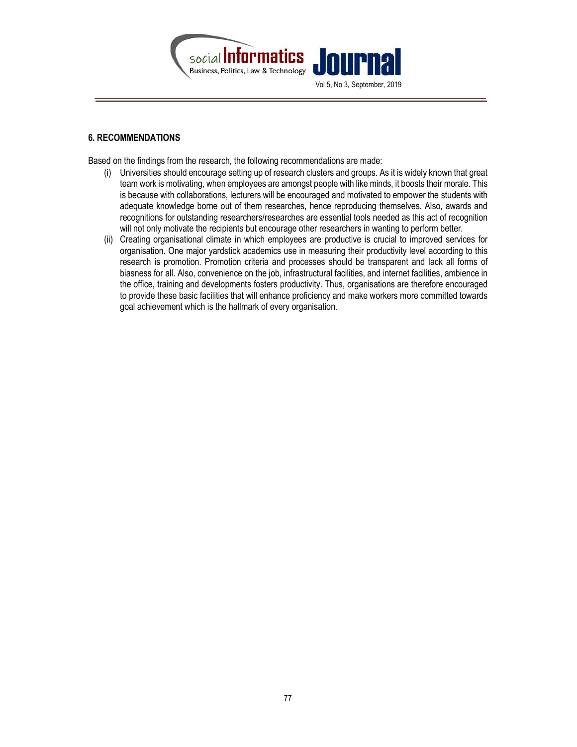## 6. RECOMMENDATIONS

Based on the findings from the research, the following recommendations are made:

(i) Universities should encourage setting up of research clusters and groups. As it is widely known that great team work is motivating, when employees are amongst people with like minds, it boosts their morale. This is because with collaborations, lecturers will be encouraged and motivated to empower the students with adequate knowledge borne out of them researches, hence reproducing themselves. Also, awards and recognitions for outstanding researchers/researches are essential tools needed as this act of recognition will not only motivate the recipients but encourage other researchers in wanting to perform better.

(ii) Creating organisational climate in which employees are productive is crucial to improved services for organisation. One major yardstick academics use in measuring their productivity level according to this research is promotion. Promotion criteria and processes should be transparent and lack all forms of biasness for all. Also, convenience on the job, infrastructural facilities, and internet facilities, ambience in the office, training and developments fosters productivity. Thus, organisations are therefore encouraged to provide these basic facilities that will enhance proficiency and make workers more committed towards goal achievement which is the hallmark of every organisation.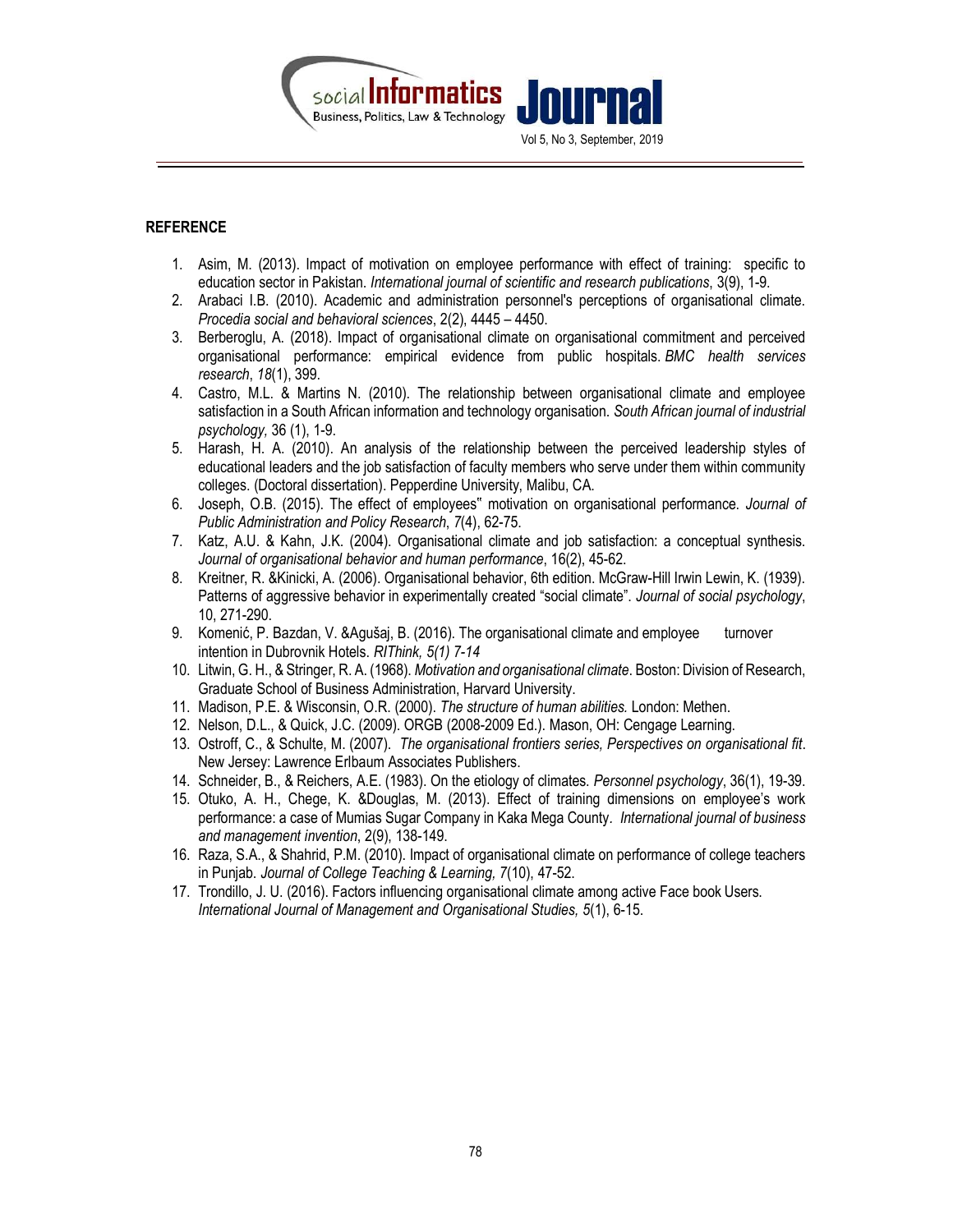## REFERENCE

1. Asim, M. (2013). Impact of motivation on employee performance with effect of training: specific to education sector in Pakistan. *International journal of scientific and research publications*, 3(9), 1-9.
2. Arabaci I.B. (2010). Academic and administration personnel's perceptions of organisational climate. *Procedia social and behavioral sciences*, 2(2), 4445 – 4450.
3. Berberoglu, A. (2018). Impact of organisational climate on organisational commitment and perceived organisational performance: empirical evidence from public hospitals. *BMC health services research*, *18*(1), 399.
4. Castro, M.L. & Martins N. (2010). The relationship between organisational climate and employee satisfaction in a South African information and technology organisation. *South African journal of industrial psychology,* 36 (1), 1-9.
5. Harash, H. A. (2010). An analysis of the relationship between the perceived leadership styles of educational leaders and the job satisfaction of faculty members who serve under them within community colleges. (Doctoral dissertation). Pepperdine University, Malibu, CA.
6. Joseph, O.B. (2015). The effect of employees" motivation on organisational performance. *Journal of Public Administration and Policy Research*, *7*(4), 62-75.
7. Katz, A.U. & Kahn, J.K. (2004). Organisational climate and job satisfaction: a conceptual synthesis. *Journal of organisational behavior and human performance*, 16(2), 45-62.
8. Kreitner, R. &Kinicki, A. (2006). Organisational behavior, 6th edition. McGraw-Hill Irwin Lewin, K. (1939). Patterns of aggressive behavior in experimentally created "social climate". *Journal of social psychology*, 10, 271-290.
9. Komenić, P. Bazdan, V. &Agušaj, B. (2016). The organisational climate and employee turnover intention in Dubrovnik Hotels. *RIThink, 5(1) 7-14*
10. Litwin, G. H., & Stringer, R. A. (1968). *Motivation and organisational climate*. Boston: Division of Research, Graduate School of Business Administration, Harvard University.
11. Madison, P.E. & Wisconsin, O.R. (2000). *The structure of human abilities.* London: Methen.
12. Nelson, D.L., & Quick, J.C. (2009). ORGB (2008-2009 Ed.). Mason, OH: Cengage Learning.
13. Ostroff, C., & Schulte, M. (2007). *The organisational frontiers series, Perspectives on organisational fit*. New Jersey: Lawrence Erlbaum Associates Publishers.
14. Schneider, B., & Reichers, A.E. (1983). On the etiology of climates. *Personnel psychology*, 36(1), 19-39.
15. Otuko, A. H., Chege, K. &Douglas, M. (2013). Effect of training dimensions on employee's work performance: a case of Mumias Sugar Company in Kaka Mega County. *International journal of business and management invention*, 2(9), 138-149.
16. Raza, S.A., & Shahrid, P.M. (2010). Impact of organisational climate on performance of college teachers in Punjab. *Journal of College Teaching & Learning,* 7(10), 47-52.
17. Trondillo, J. U. (2016). Factors influencing organisational climate among active Face book Users. *International Journal of Management and Organisational Studies, 5*(1), 6-15.